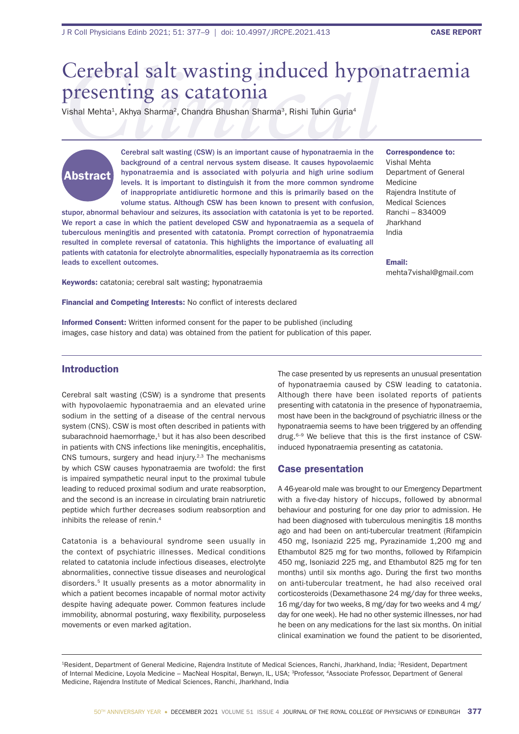CASE REPORT

# Cerebral salt wasting induced hyponatraemia presenting as catatonia

Vishal Mehta[1], Akhya Sharma[2], Chandra Bhushan Sharma[3], Rishi Tuhin Guria[4]

## Abstract

**Cerebral salt wasting (CSW) is an important cause of hyponatraemia in the background of a central nervous system disease. It causes hypovolaemic hyponatraemia and is associated with polyuria and high urine sodium levels. It is important to distinguish it from the more common syndrome of inappropriate antidiuretic hormone and this is primarily based on the volume status. Although CSW has been known to present with confusion, stupor, abnormal behaviour and seizures, its association with catatonia is yet to be reported. We report a case in which the patient developed CSW and hyponatraemia as a sequela of tuberculous meningitis and presented with catatonia. Prompt correction of hyponatraemia resulted in complete reversal of catatonia. This highlights the importance of evaluating all patients with catatonia for electrolyte abnormalities, especially hyponatraemia as its correction leads to excellent outcomes.**

**Correspondence to:**
Vishal Mehta
Department of General Medicine
Rajendra Institute of Medical Sciences
Ranchi – 834009
Jharkhand
India

**Email:**
mehta7vishal@gmail.com

**Keywords:** catatonia; cerebral salt wasting; hyponatraemia

**Financial and Competing Interests:** No conflict of interests declared

**Informed Consent:** Written informed consent for the paper to be published (including images, case history and data) was obtained from the patient for publication of this paper.

## Introduction

Cerebral salt wasting (CSW) is a syndrome that presents with hypovolaemic hyponatraemia and an elevated urine sodium in the setting of a disease of the central nervous system (CNS). CSW is most often described in patients with subarachnoid haemorrhage,[1] but it has also been described in patients with CNS infections like meningitis, encephalitis, CNS tumours, surgery and head injury.[2,3] The mechanisms by which CSW causes hyponatraemia are twofold: the first is impaired sympathetic neural input to the proximal tubule leading to reduced proximal sodium and urate reabsorption, and the second is an increase in circulating brain natriuretic peptide which further decreases sodium reabsorption and inhibits the release of renin.[4]

Catatonia is a behavioural syndrome seen usually in the context of psychiatric illnesses. Medical conditions related to catatonia include infectious diseases, electrolyte abnormalities, connective tissue diseases and neurological disorders.[5] It usually presents as a motor abnormality in which a patient becomes incapable of normal motor activity despite having adequate power. Common features include immobility, abnormal posturing, waxy flexibility, purposeless movements or even marked agitation.

The case presented by us represents an unusual presentation of hyponatraemia caused by CSW leading to catatonia. Although there have been isolated reports of patients presenting with catatonia in the presence of hyponatraemia, most have been in the background of psychiatric illness or the hyponatraemia seems to have been triggered by an offending drug.[6–9] We believe that this is the first instance of CSW-induced hyponatraemia presenting as catatonia.

## Case presentation

A 46-year-old male was brought to our Emergency Department with a five-day history of hiccups, followed by abnormal behaviour and posturing for one day prior to admission. He had been diagnosed with tuberculous meningitis 18 months ago and had been on anti-tubercular treatment (Rifampicin 450 mg, Isoniazid 225 mg, Pyrazinamide 1,200 mg and Ethambutol 825 mg for two months, followed by Rifampicin 450 mg, Isoniazid 225 mg, and Ethambutol 825 mg for ten months) until six months ago. During the first two months on anti-tubercular treatment, he had also received oral corticosteroids (Dexamethasone 24 mg/day for three weeks, 16 mg/day for two weeks, 8 mg/day for two weeks and 4 mg/day for one week). He had no other systemic illnesses, nor had he been on any medications for the last six months. On initial clinical examination we found the patient to be disoriented,

[1]Resident, Department of General Medicine, Rajendra Institute of Medical Sciences, Ranchi, Jharkhand, India; [2]Resident, Department of Internal Medicine, Loyola Medicine – MacNeal Hospital, Berwyn, IL, USA; [3]Professor, [4]Associate Professor, Department of General Medicine, Rajendra Institute of Medical Sciences, Ranchi, Jharkhand, India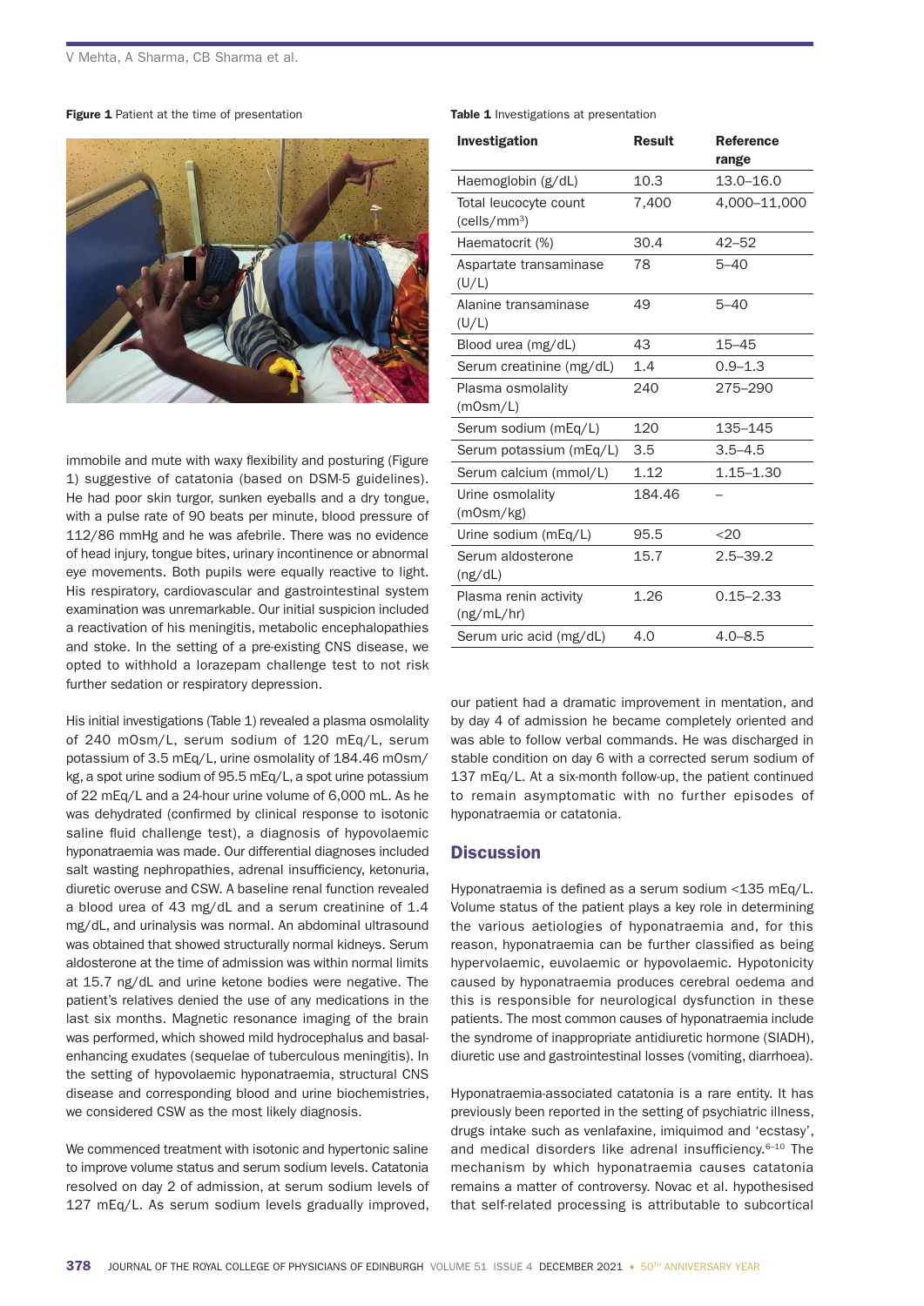**Figure 1** Patient at the time of presentation

immobile and mute with waxy flexibility and posturing (Figure 1) suggestive of catatonia (based on DSM-5 guidelines). He had poor skin turgor, sunken eyeballs and a dry tongue, with a pulse rate of 90 beats per minute, blood pressure of 112/86 mmHg and he was afebrile. There was no evidence of head injury, tongue bites, urinary incontinence or abnormal eye movements. Both pupils were equally reactive to light. His respiratory, cardiovascular and gastrointestinal system examination was unremarkable. Our initial suspicion included a reactivation of his meningitis, metabolic encephalopathies and stoke. In the setting of a pre-existing CNS disease, we opted to withhold a lorazepam challenge test to not risk further sedation or respiratory depression.

His initial investigations (Table 1) revealed a plasma osmolality of 240 mOsm/L, serum sodium of 120 mEq/L, serum potassium of 3.5 mEq/L, urine osmolality of 184.46 mOsm/kg, a spot urine sodium of 95.5 mEq/L, a spot urine potassium of 22 mEq/L and a 24-hour urine volume of 6,000 mL. As he was dehydrated (confirmed by clinical response to isotonic saline fluid challenge test), a diagnosis of hypovolaemic hyponatraemia was made. Our differential diagnoses included salt wasting nephropathies, adrenal insufficiency, ketonuria, diuretic overuse and CSW. A baseline renal function revealed a blood urea of 43 mg/dL and a serum creatinine of 1.4 mg/dL, and urinalysis was normal. An abdominal ultrasound was obtained that showed structurally normal kidneys. Serum aldosterone at the time of admission was within normal limits at 15.7 ng/dL and urine ketone bodies were negative. The patient's relatives denied the use of any medications in the last six months. Magnetic resonance imaging of the brain was performed, which showed mild hydrocephalus and basal-enhancing exudates (sequelae of tuberculous meningitis). In the setting of hypovolaemic hyponatraemia, structural CNS disease and corresponding blood and urine biochemistries, we considered CSW as the most likely diagnosis.

We commenced treatment with isotonic and hypertonic saline to improve volume status and serum sodium levels. Catatonia resolved on day 2 of admission, at serum sodium levels of 127 mEq/L. As serum sodium levels gradually improved, our patient had a dramatic improvement in mentation, and by day 4 of admission he became completely oriented and was able to follow verbal commands. He was discharged in stable condition on day 6 with a corrected serum sodium of 137 mEq/L. At a six-month follow-up, the patient continued to remain asymptomatic with no further episodes of hyponatraemia or catatonia.

**Table 1** Investigations at presentation

| Investigation | Result | Reference range |
|---|---|---|
| Haemoglobin (g/dL) | 10.3 | 13.0–16.0 |
| Total leucocyte count (cells/mm$^3$) | 7,400 | 4,000–11,000 |
| Haematocrit (%) | 30.4 | 42–52 |
| Aspartate transaminase (U/L) | 78 | 5–40 |
| Alanine transaminase (U/L) | 49 | 5–40 |
| Blood urea (mg/dL) | 43 | 15–45 |
| Serum creatinine (mg/dL) | 1.4 | 0.9–1.3 |
| Plasma osmolality (mOsm/L) | 240 | 275–290 |
| Serum sodium (mEq/L) | 120 | 135–145 |
| Serum potassium (mEq/L) | 3.5 | 3.5–4.5 |
| Serum calcium (mmol/L) | 1.12 | 1.15–1.30 |
| Urine osmolality (mOsm/kg) | 184.46 | – |
| Urine sodium (mEq/L) | 95.5 | <20 |
| Serum aldosterone (ng/dL) | 15.7 | 2.5–39.2 |
| Plasma renin activity (ng/mL/hr) | 1.26 | 0.15–2.33 |
| Serum uric acid (mg/dL) | 4.0 | 4.0–8.5 |

## Discussion

Hyponatraemia is defined as a serum sodium <135 mEq/L. Volume status of the patient plays a key role in determining the various aetiologies of hyponatraemia and, for this reason, hyponatraemia can be further classified as being hypervolaemic, euvolaemic or hypovolaemic. Hypotonicity caused by hyponatraemia produces cerebral oedema and this is responsible for neurological dysfunction in these patients. The most common causes of hyponatraemia include the syndrome of inappropriate antidiuretic hormone (SIADH), diuretic use and gastrointestinal losses (vomiting, diarrhoea).

Hyponatraemia-associated catatonia is a rare entity. It has previously been reported in the setting of psychiatric illness, drugs intake such as venlafaxine, imiquimod and 'ecstasy', and medical disorders like adrenal insufficiency.[6–10] The mechanism by which hyponatraemia causes catatonia remains a matter of controversy. Novac et al. hypothesised that self-related processing is attributable to subcortical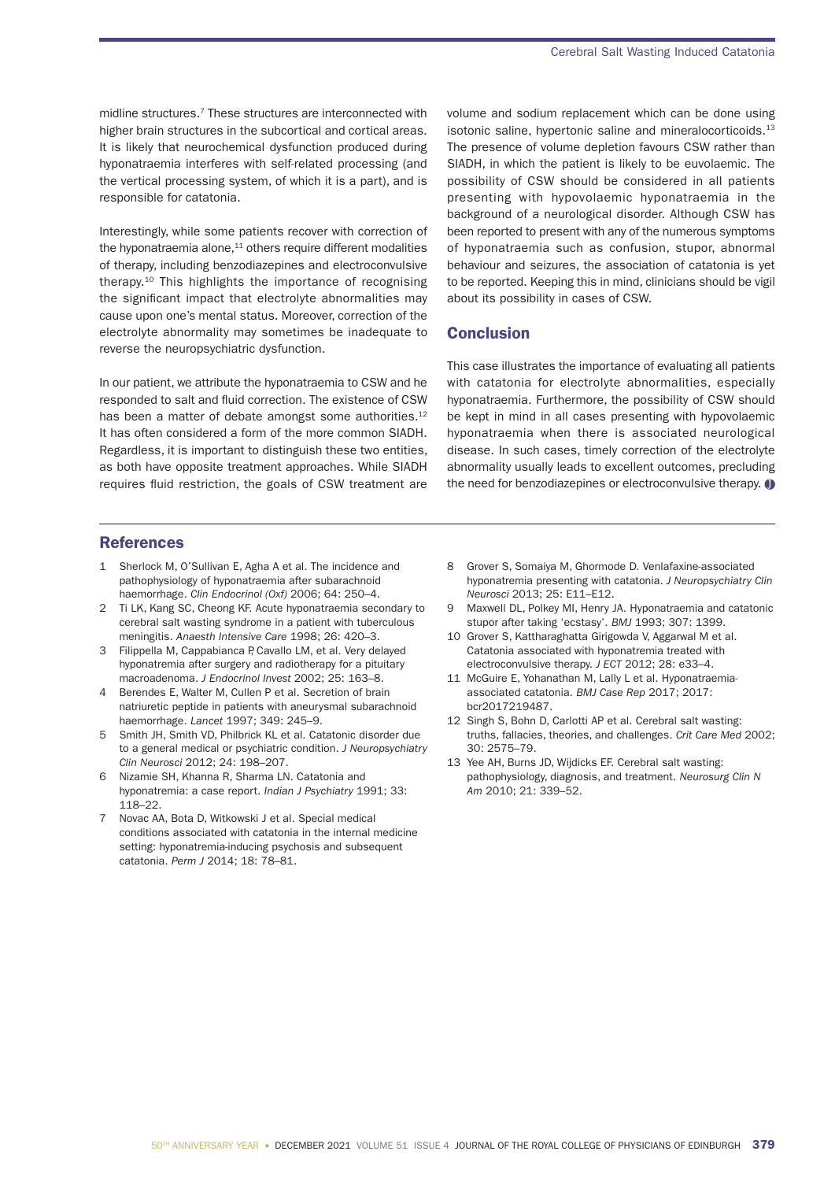midline structures.[7] These structures are interconnected with higher brain structures in the subcortical and cortical areas. It is likely that neurochemical dysfunction produced during hyponatraemia interferes with self-related processing (and the vertical processing system, of which it is a part), and is responsible for catatonia.

Interestingly, while some patients recover with correction of the hyponatraemia alone,[11] others require different modalities of therapy, including benzodiazepines and electroconvulsive therapy.[10] This highlights the importance of recognising the significant impact that electrolyte abnormalities may cause upon one's mental status. Moreover, correction of the electrolyte abnormality may sometimes be inadequate to reverse the neuropsychiatric dysfunction.

In our patient, we attribute the hyponatraemia to CSW and he responded to salt and fluid correction. The existence of CSW has been a matter of debate amongst some authorities.[12] It has often considered a form of the more common SIADH. Regardless, it is important to distinguish these two entities, as both have opposite treatment approaches. While SIADH requires fluid restriction, the goals of CSW treatment are volume and sodium replacement which can be done using isotonic saline, hypertonic saline and mineralocorticoids.[13] The presence of volume depletion favours CSW rather than SIADH, in which the patient is likely to be euvolaemic. The possibility of CSW should be considered in all patients presenting with hypovolaemic hyponatraemia in the background of a neurological disorder. Although CSW has been reported to present with any of the numerous symptoms of hyponatraemia such as confusion, stupor, abnormal behaviour and seizures, the association of catatonia is yet to be reported. Keeping this in mind, clinicians should be vigil about its possibility in cases of CSW.

## Conclusion

This case illustrates the importance of evaluating all patients with catatonia for electrolyte abnormalities, especially hyponatraemia. Furthermore, the possibility of CSW should be kept in mind in all cases presenting with hypovolaemic hyponatraemia when there is associated neurological disease. In such cases, timely correction of the electrolyte abnormality usually leads to excellent outcomes, precluding the need for benzodiazepines or electroconvulsive therapy.

## References

1. Sherlock M, O'Sullivan E, Agha A et al. The incidence and pathophysiology of hyponatraemia after subarachnoid haemorrhage. *Clin Endocrinol (Oxf)* 2006; 64: 250–4.
2. Ti LK, Kang SC, Cheong KF. Acute hyponatraemia secondary to cerebral salt wasting syndrome in a patient with tuberculous meningitis. *Anaesth Intensive Care* 1998; 26: 420–3.
3. Filippella M, Cappabianca P, Cavallo LM, et al. Very delayed hyponatremia after surgery and radiotherapy for a pituitary macroadenoma. *J Endocrinol Invest* 2002; 25: 163–8.
4. Berendes E, Walter M, Cullen P et al. Secretion of brain natriuretic peptide in patients with aneurysmal subarachnoid haemorrhage. *Lancet* 1997; 349: 245–9.
5. Smith JH, Smith VD, Philbrick KL et al. Catatonic disorder due to a general medical or psychiatric condition. *J Neuropsychiatry Clin Neurosci* 2012; 24: 198–207.
6. Nizamie SH, Khanna R, Sharma LN. Catatonia and hyponatremia: a case report. *Indian J Psychiatry* 1991; 33: 118–22.
7. Novac AA, Bota D, Witkowski J et al. Special medical conditions associated with catatonia in the internal medicine setting: hyponatremia-inducing psychosis and subsequent catatonia. *Perm J* 2014; 18: 78–81.
8. Grover S, Somaiya M, Ghormode D. Venlafaxine-associated hyponatremia presenting with catatonia. *J Neuropsychiatry Clin Neurosci* 2013; 25: E11–E12.
9. Maxwell DL, Polkey MI, Henry JA. Hyponatraemia and catatonic stupor after taking 'ecstasy'. *BMJ* 1993; 307: 1399.
10. Grover S, Kattharaghatta Girigowda V, Aggarwal M et al. Catatonia associated with hyponatremia treated with electroconvulsive therapy. *J ECT* 2012; 28: e33–4.
11. McGuire E, Yohanathan M, Lally L et al. Hyponatraemia-associated catatonia. *BMJ Case Rep* 2017; 2017: bcr2017219487.
12. Singh S, Bohn D, Carlotti AP et al. Cerebral salt wasting: truths, fallacies, theories, and challenges. *Crit Care Med* 2002; 30: 2575–79.
13. Yee AH, Burns JD, Wijdicks EF. Cerebral salt wasting: pathophysiology, diagnosis, and treatment. *Neurosurg Clin N Am* 2010; 21: 339–52.